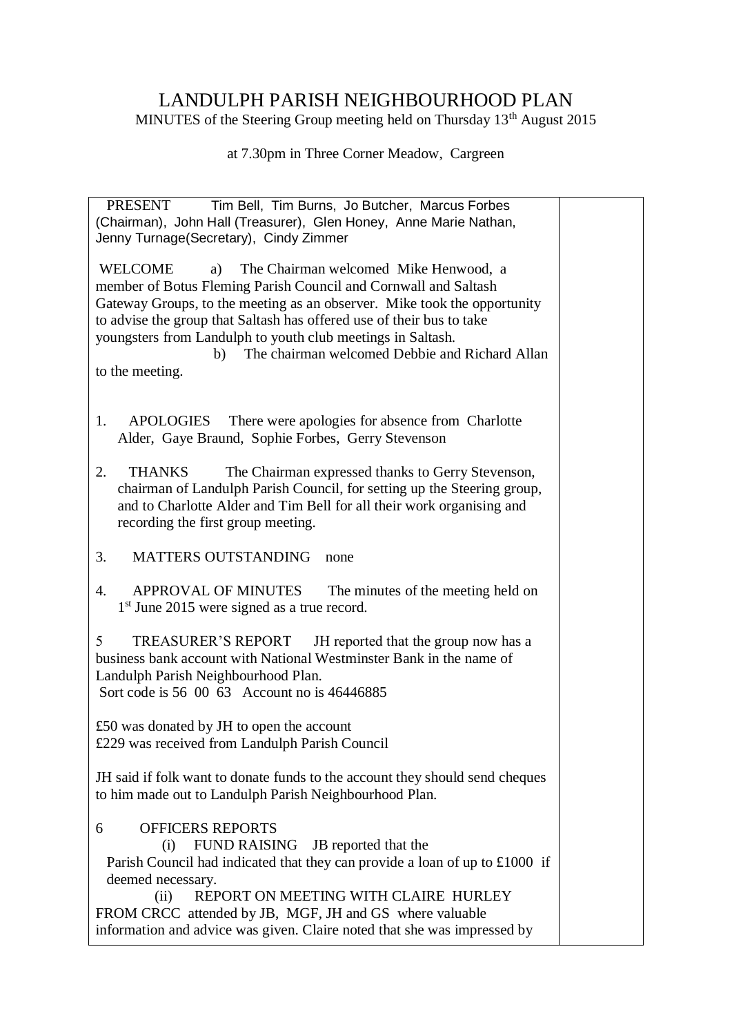# LANDULPH PARISH NEIGHBOURHOOD PLAN

MINUTES of the Steering Group meeting held on Thursday 13th August 2015

at 7.30pm in Three Corner Meadow, Cargreen

PRESENT Tim Bell, Tim Burns, Jo Butcher, Marcus Forbes (Chairman), John Hall (Treasurer), Glen Honey, Anne Marie Nathan, Jenny Turnage(Secretary), Cindy Zimmer

WELCOME a) The Chairman welcomed Mike Henwood, a member of Botus Fleming Parish Council and Cornwall and Saltash Gateway Groups, to the meeting as an observer. Mike took the opportunity to advise the group that Saltash has offered use of their bus to take youngsters from Landulph to youth club meetings in Saltash.

b) The chairman welcomed Debbie and Richard Allan to the meeting.

1. APOLOGIES There were apologies for absence from Charlotte Alder, Gaye Braund, Sophie Forbes, Gerry Stevenson

2. THANKS The Chairman expressed thanks to Gerry Stevenson, chairman of Landulph Parish Council, for setting up the Steering group, and to Charlotte Alder and Tim Bell for all their work organising and recording the first group meeting.

3. MATTERS OUTSTANDING none

4. APPROVAL OF MINUTES The minutes of the meeting held on 1st June 2015 were signed as a true record.

5 TREASURER'S REPORT JH reported that the group now has a business bank account with National Westminster Bank in the name of Landulph Parish Neighbourhood Plan.
Sort code is 56 00 63 Account no is 46446885

£50 was donated by JH to open the account
£229 was received from Landulph Parish Council

JH said if folk want to donate funds to the account they should send cheques to him made out to Landulph Parish Neighbourhood Plan.

6 OFFICERS REPORTS

(i) FUND RAISING JB reported that the Parish Council had indicated that they can provide a loan of up to £1000 if deemed necessary.

(ii) REPORT ON MEETING WITH CLAIRE HURLEY FROM CRCC attended by JB, MGF, JH and GS where valuable information and advice was given. Claire noted that she was impressed by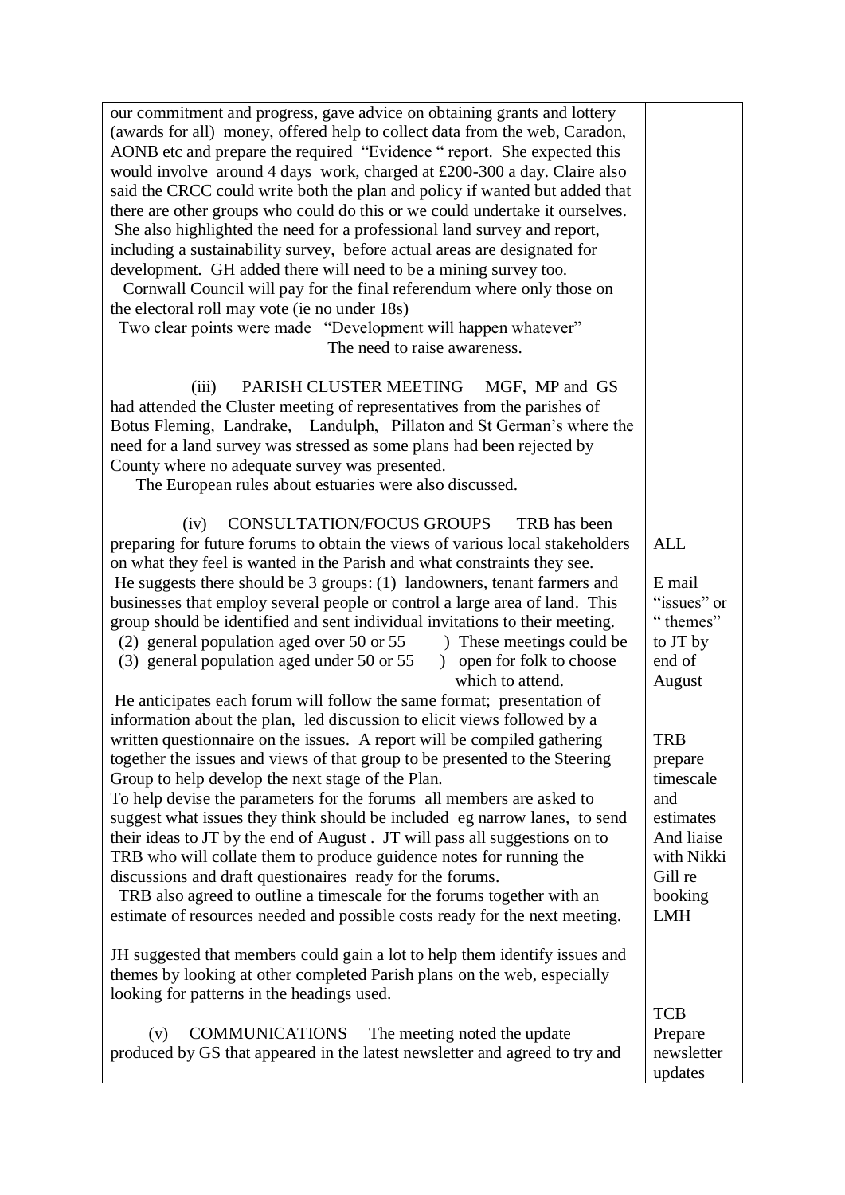| | |
|---|---|
| our commitment and progress, gave advice on obtaining grants and lottery (awards for all) money, offered help to collect data from the web, Caradon, AONB etc and prepare the required "Evidence " report. She expected this would involve around 4 days work, charged at £200-300 a day. Claire also said the CRCC could write both the plan and policy if wanted but added that there are other groups who could do this or we could undertake it ourselves. She also highlighted the need for a professional land survey and report, including a sustainability survey, before actual areas are designated for development. GH added there will need to be a mining survey too. Cornwall Council will pay for the final referendum where only those on the electoral roll may vote (ie no under 18s) Two clear points were made "Development will happen whatever" The need to raise awareness. | |
| (iii) PARISH CLUSTER MEETING MGF, MP and GS had attended the Cluster meeting of representatives from the parishes of Botus Fleming, Landrake, Landulph, Pillaton and St German's where the need for a land survey was stressed as some plans had been rejected by County where no adequate survey was presented. The European rules about estuaries were also discussed. | |
| (iv) CONSULTATION/FOCUS GROUPS TRB has been preparing for future forums to obtain the views of various local stakeholders on what they feel is wanted in the Parish and what constraints they see. He suggests there should be 3 groups: (1) landowners, tenant farmers and businesses that employ several people or control a large area of land. This group should be identified and sent individual invitations to their meeting. (2) general population aged over 50 or 55 ) These meetings could be (3) general population aged under 50 or 55 ) open for folk to choose which to attend. He anticipates each forum will follow the same format; presentation of information about the plan, led discussion to elicit views followed by a written questionnaire on the issues. A report will be compiled gathering together the issues and views of that group to be presented to the Steering Group to help develop the next stage of the Plan. To help devise the parameters for the forums all members are asked to suggest what issues they think should be included eg narrow lanes, to send their ideas to JT by the end of August . JT will pass all suggestions on to TRB who will collate them to produce guidence notes for running the discussions and draft questionaires ready for the forums. TRB also agreed to outline a timescale for the forums together with an estimate of resources needed and possible costs ready for the next meeting. | ALL<br><br>E mail "issues" or " themes" to JT by end of August<br><br>TRB prepare timescale and estimates And liaise with Nikki Gill re booking LMH |
| JH suggested that members could gain a lot to help them identify issues and themes by looking at other completed Parish plans on the web, especially looking for patterns in the headings used. | |
| (v) COMMUNICATIONS The meeting noted the update produced by GS that appeared in the latest newsletter and agreed to try and | TCB Prepare newsletter updates |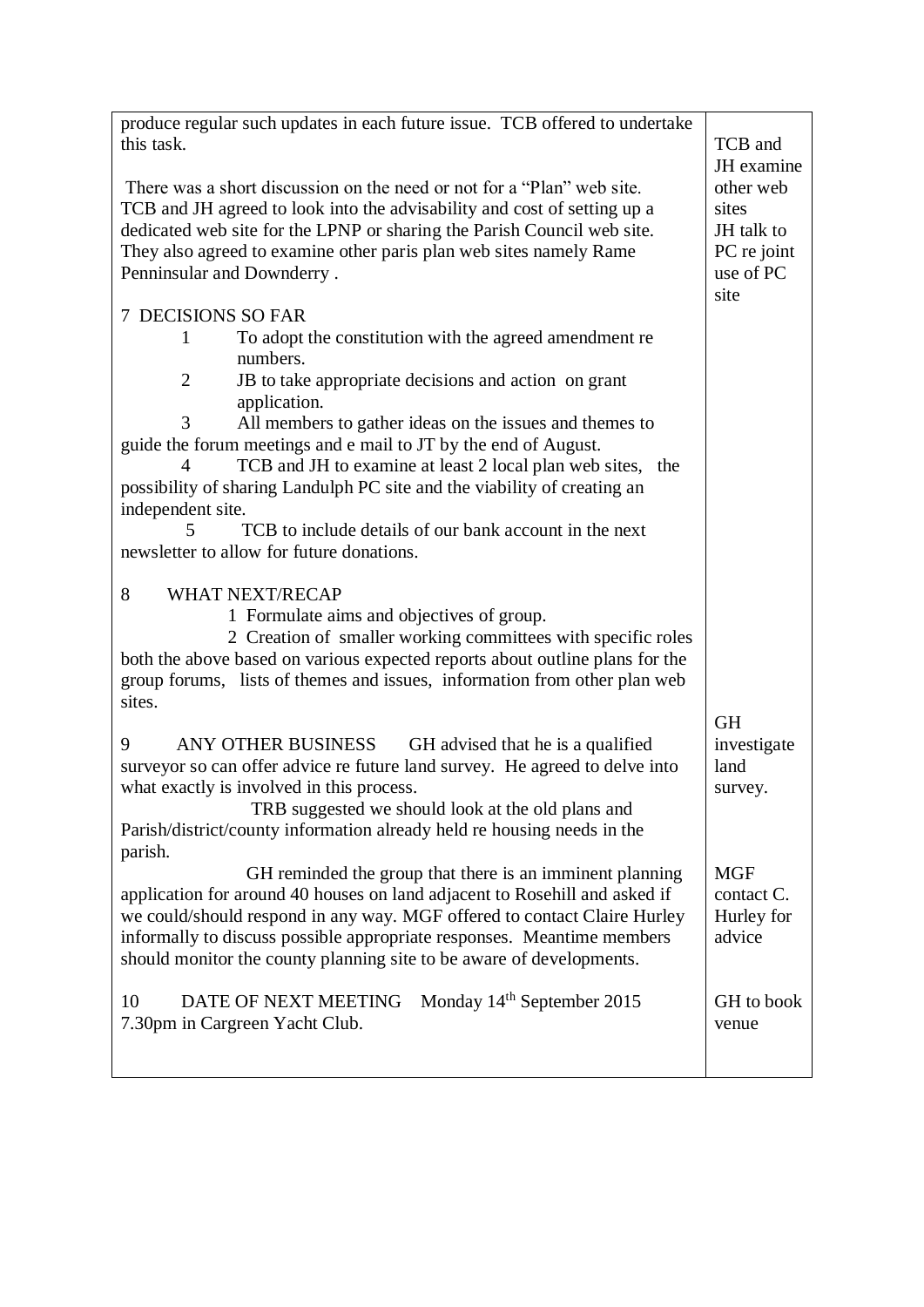| | |
|---|---|
| produce regular such updates in each future issue. TCB offered to undertake this task.<br><br>There was a short discussion on the need or not for a "Plan" web site. TCB and JH agreed to look into the advisability and cost of setting up a dedicated web site for the LPNP or sharing the Parish Council web site. They also agreed to examine other paris plan web sites namely Rame Penninsular and Downderry . | TCB and JH examine other web sites<br>JH talk to PC re joint use of PC site |
| 7 DECISIONS SO FAR<br>1 To adopt the constitution with the agreed amendment re numbers.<br>2 JB to take appropriate decisions and action on grant application.<br>3 All members to gather ideas on the issues and themes to guide the forum meetings and e mail to JT by the end of August.<br>4 TCB and JH to examine at least 2 local plan web sites, the possibility of sharing Landulph PC site and the viability of creating an independent site.<br>5 TCB to include details of our bank account in the next newsletter to allow for future donations. | |
| 8 WHAT NEXT/RECAP<br>1 Formulate aims and objectives of group.<br>2 Creation of smaller working committees with specific roles both the above based on various expected reports about outline plans for the group forums, lists of themes and issues, information from other plan web sites. | |
| 9 ANY OTHER BUSINESS GH advised that he is a qualified surveyor so can offer advice re future land survey. He agreed to delve into what exactly is involved in this process.<br>TRB suggested we should look at the old plans and Parish/district/county information already held re housing needs in the parish.<br>GH reminded the group that there is an imminent planning application for around 40 houses on land adjacent to Rosehill and asked if we could/should respond in any way. MGF offered to contact Claire Hurley informally to discuss possible appropriate responses. Meantime members should monitor the county planning site to be aware of developments. | GH investigate land survey.<br><br>MGF contact C. Hurley for advice |
| 10 DATE OF NEXT MEETING Monday 14th September 2015 7.30pm in Cargreen Yacht Club. | GH to book venue |